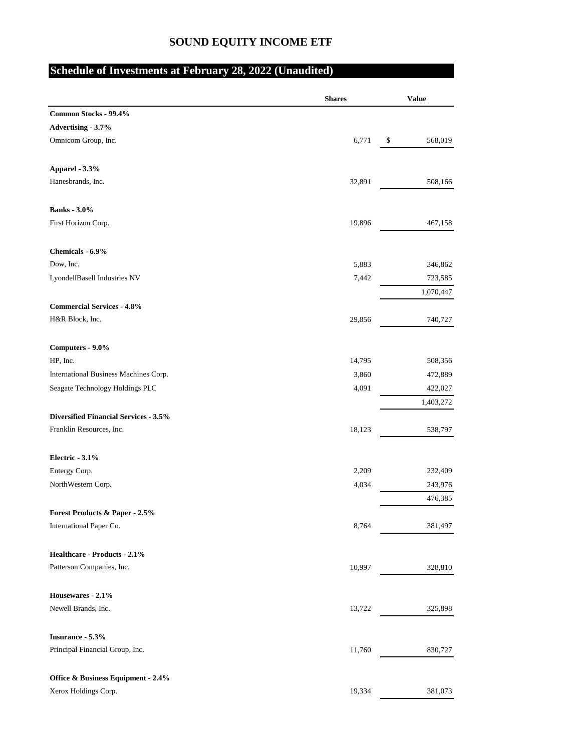# SOUND EQUITY INCOME ETF

## Schedule of Investments at February 28, 2022 (Unaudited)

| | Shares | Value |
|---|---|---|
| **Common Stocks - 99.4%** | | |
| **Advertising - 3.7%** | | |
| Omnicom Group, Inc. | 6,771 | $ 568,019 |
| | | |
| **Apparel - 3.3%** | | |
| Hanesbrands, Inc. | 32,891 | 508,166 |
| | | |
| **Banks - 3.0%** | | |
| First Horizon Corp. | 19,896 | 467,158 |
| | | |
| **Chemicals - 6.9%** | | |
| Dow, Inc. | 5,883 | 346,862 |
| LyondellBasell Industries NV | 7,442 | 723,585 |
| | | 1,070,447 |
| **Commercial Services - 4.8%** | | |
| H&R Block, Inc. | 29,856 | 740,727 |
| | | |
| **Computers - 9.0%** | | |
| HP, Inc. | 14,795 | 508,356 |
| International Business Machines Corp. | 3,860 | 472,889 |
| Seagate Technology Holdings PLC | 4,091 | 422,027 |
| | | 1,403,272 |
| **Diversified Financial Services - 3.5%** | | |
| Franklin Resources, Inc. | 18,123 | 538,797 |
| | | |
| **Electric - 3.1%** | | |
| Entergy Corp. | 2,209 | 232,409 |
| NorthWestern Corp. | 4,034 | 243,976 |
| | | 476,385 |
| **Forest Products & Paper - 2.5%** | | |
| International Paper Co. | 8,764 | 381,497 |
| | | |
| **Healthcare - Products - 2.1%** | | |
| Patterson Companies, Inc. | 10,997 | 328,810 |
| | | |
| **Housewares - 2.1%** | | |
| Newell Brands, Inc. | 13,722 | 325,898 |
| | | |
| **Insurance - 5.3%** | | |
| Principal Financial Group, Inc. | 11,760 | 830,727 |
| | | |
| **Office & Business Equipment - 2.4%** | | |
| Xerox Holdings Corp. | 19,334 | 381,073 |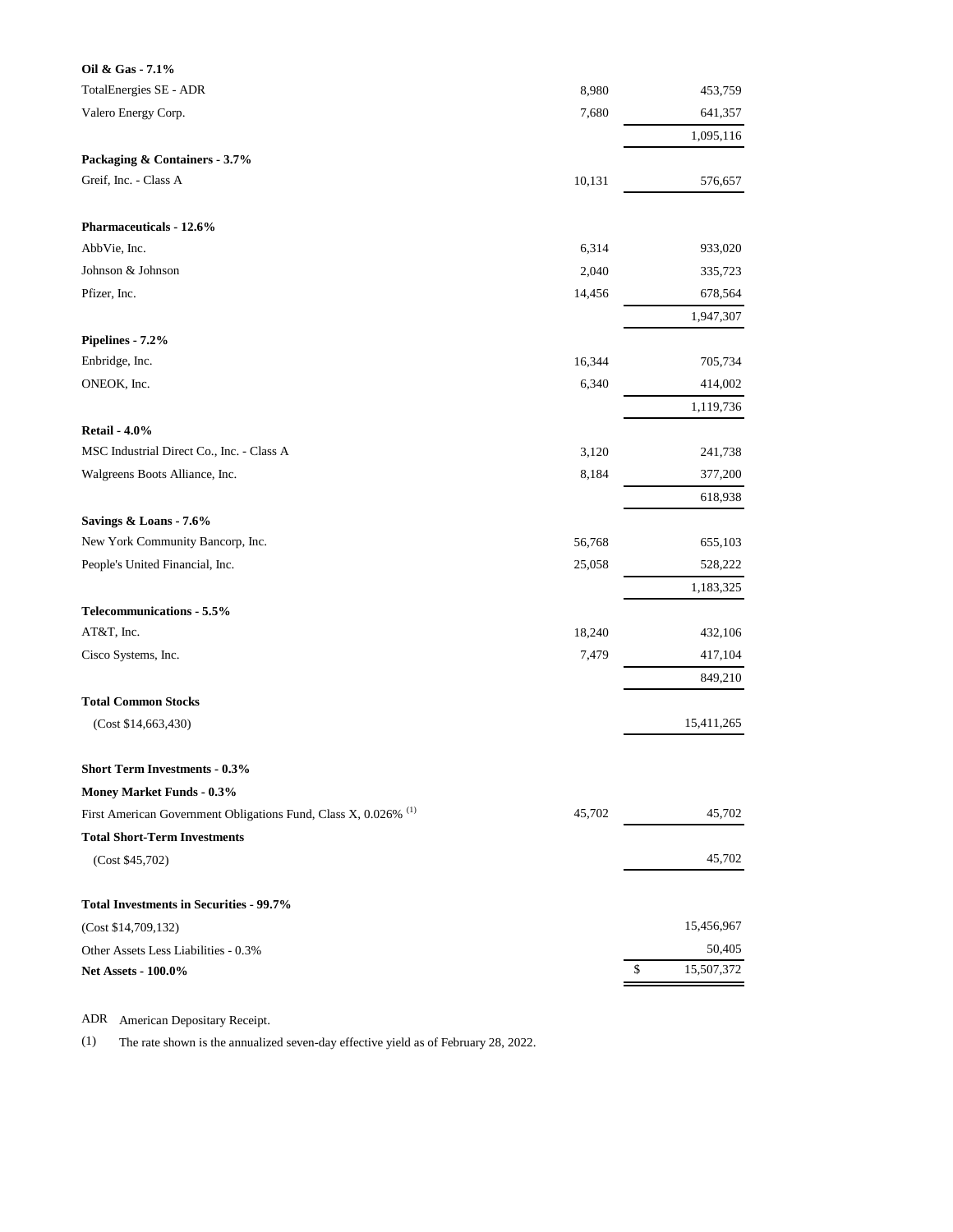| | | |
|---|---|---|
| **Oil & Gas - 7.1%** | | |
| TotalEnergies SE - ADR | 8,980 | 453,759 |
| Valero Energy Corp. | 7,680 | 641,357 |
| | | 1,095,116 |
| **Packaging & Containers - 3.7%** | | |
| Greif, Inc. - Class A | 10,131 | 576,657 |
| **Pharmaceuticals - 12.6%** | | |
| AbbVie, Inc. | 6,314 | 933,020 |
| Johnson & Johnson | 2,040 | 335,723 |
| Pfizer, Inc. | 14,456 | 678,564 |
| | | 1,947,307 |
| **Pipelines - 7.2%** | | |
| Enbridge, Inc. | 16,344 | 705,734 |
| ONEOK, Inc. | 6,340 | 414,002 |
| | | 1,119,736 |
| **Retail - 4.0%** | | |
| MSC Industrial Direct Co., Inc. - Class A | 3,120 | 241,738 |
| Walgreens Boots Alliance, Inc. | 8,184 | 377,200 |
| | | 618,938 |
| **Savings & Loans - 7.6%** | | |
| New York Community Bancorp, Inc. | 56,768 | 655,103 |
| People's United Financial, Inc. | 25,058 | 528,222 |
| | | 1,183,325 |
| **Telecommunications - 5.5%** | | |
| AT&T, Inc. | 18,240 | 432,106 |
| Cisco Systems, Inc. | 7,479 | 417,104 |
| | | 849,210 |
| **Total Common Stocks** | | |
| (Cost $14,663,430) | | 15,411,265 |
| **Short Term Investments - 0.3%** | | |
| **Money Market Funds - 0.3%** | | |
| First American Government Obligations Fund, Class X, 0.026% (1) | 45,702 | 45,702 |
| **Total Short-Term Investments** | | |
| (Cost $45,702) | | 45,702 |
| **Total Investments in Securities - 99.7%** | | |
| (Cost $14,709,132) | | 15,456,967 |
| Other Assets Less Liabilities - 0.3% | | 50,405 |
| **Net Assets - 100.0%** | | $ 15,507,372 |

ADR American Depositary Receipt.

(1) The rate shown is the annualized seven-day effective yield as of February 28, 2022.